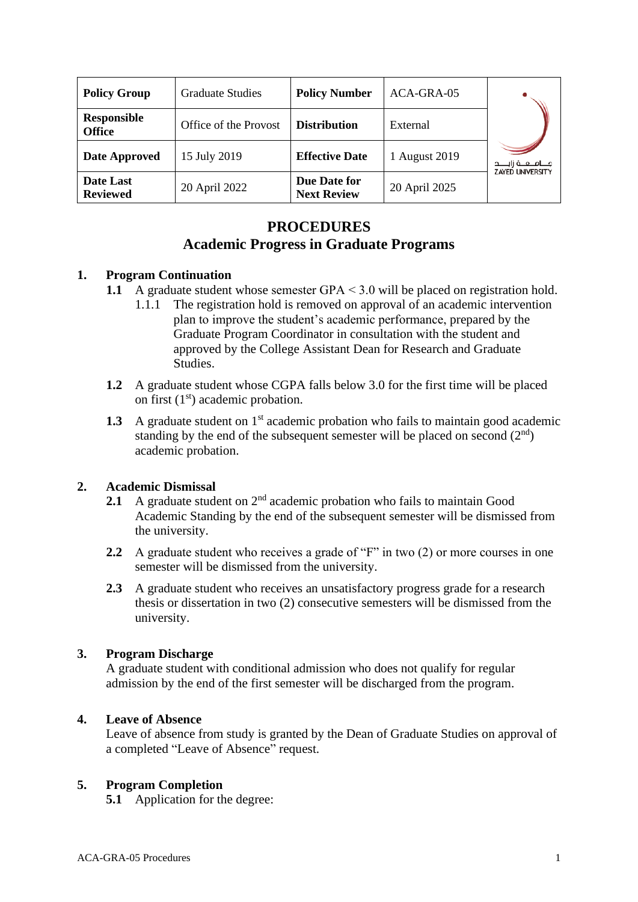| Policy Group | Graduate Studies | Policy Number | ACA-GRA-05 |
|---|---|---|---|
| Responsible Office | Office of the Provost | Distribution | External |
| Date Approved | 15 July 2019 | Effective Date | 1 August 2019 |
| Date Last Reviewed | 20 April 2022 | Due Date for Next Review | 20 April 2025 |

# PROCEDURES
# Academic Progress in Graduate Programs

## 1. Program Continuation

**1.1** A graduate student whose semester GPA < 3.0 will be placed on registration hold.

1.1.1 The registration hold is removed on approval of an academic intervention plan to improve the student's academic performance, prepared by the Graduate Program Coordinator in consultation with the student and approved by the College Assistant Dean for Research and Graduate Studies.

**1.2** A graduate student whose CGPA falls below 3.0 for the first time will be placed on first (1st) academic probation.

**1.3** A graduate student on 1st academic probation who fails to maintain good academic standing by the end of the subsequent semester will be placed on second (2nd) academic probation.

## 2. Academic Dismissal

**2.1** A graduate student on 2nd academic probation who fails to maintain Good Academic Standing by the end of the subsequent semester will be dismissed from the university.

**2.2** A graduate student who receives a grade of "F" in two (2) or more courses in one semester will be dismissed from the university.

**2.3** A graduate student who receives an unsatisfactory progress grade for a research thesis or dissertation in two (2) consecutive semesters will be dismissed from the university.

## 3. Program Discharge

A graduate student with conditional admission who does not qualify for regular admission by the end of the first semester will be discharged from the program.

## 4. Leave of Absence

Leave of absence from study is granted by the Dean of Graduate Studies on approval of a completed "Leave of Absence" request.

## 5. Program Completion

**5.1** Application for the degree: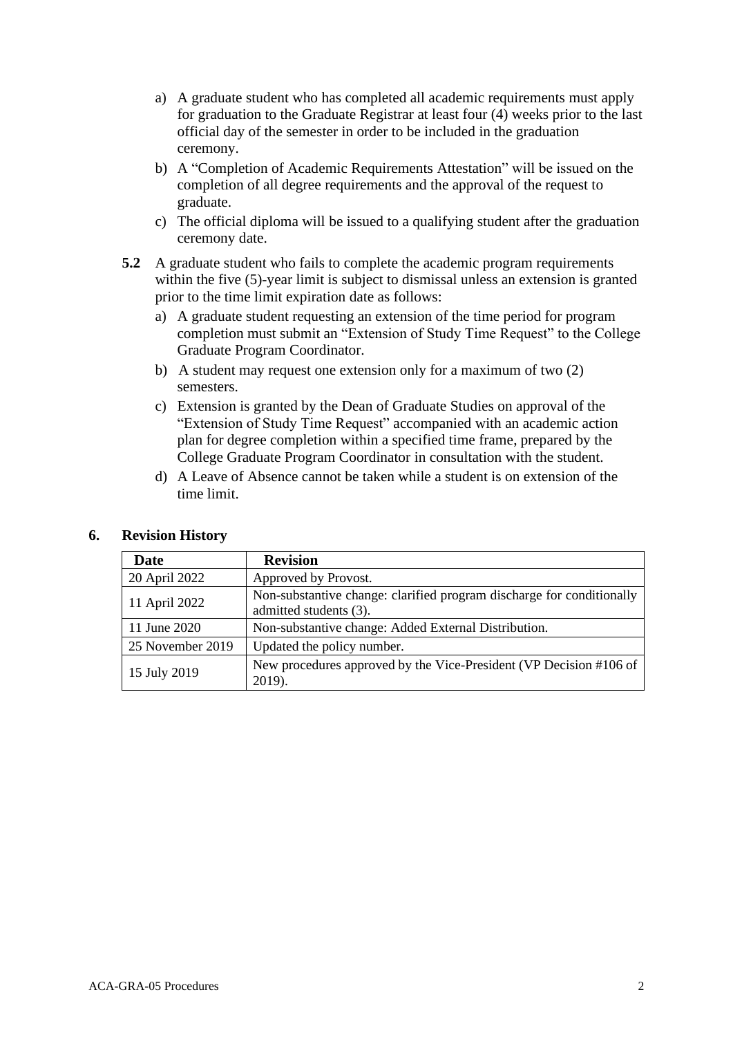a) A graduate student who has completed all academic requirements must apply for graduation to the Graduate Registrar at least four (4) weeks prior to the last official day of the semester in order to be included in the graduation ceremony.

b) A "Completion of Academic Requirements Attestation" will be issued on the completion of all degree requirements and the approval of the request to graduate.

c) The official diploma will be issued to a qualifying student after the graduation ceremony date.

**5.2** A graduate student who fails to complete the academic program requirements within the five (5)-year limit is subject to dismissal unless an extension is granted prior to the time limit expiration date as follows:

a) A graduate student requesting an extension of the time period for program completion must submit an "Extension of Study Time Request" to the College Graduate Program Coordinator.

b) A student may request one extension only for a maximum of two (2) semesters.

c) Extension is granted by the Dean of Graduate Studies on approval of the "Extension of Study Time Request" accompanied with an academic action plan for degree completion within a specified time frame, prepared by the College Graduate Program Coordinator in consultation with the student.

d) A Leave of Absence cannot be taken while a student is on extension of the time limit.

## 6. Revision History

| Date | Revision |
|---|---|
| 20 April 2022 | Approved by Provost. |
| 11 April 2022 | Non-substantive change: clarified program discharge for conditionally admitted students (3). |
| 11 June 2020 | Non-substantive change: Added External Distribution. |
| 25 November 2019 | Updated the policy number. |
| 15 July 2019 | New procedures approved by the Vice-President (VP Decision #106 of 2019). |